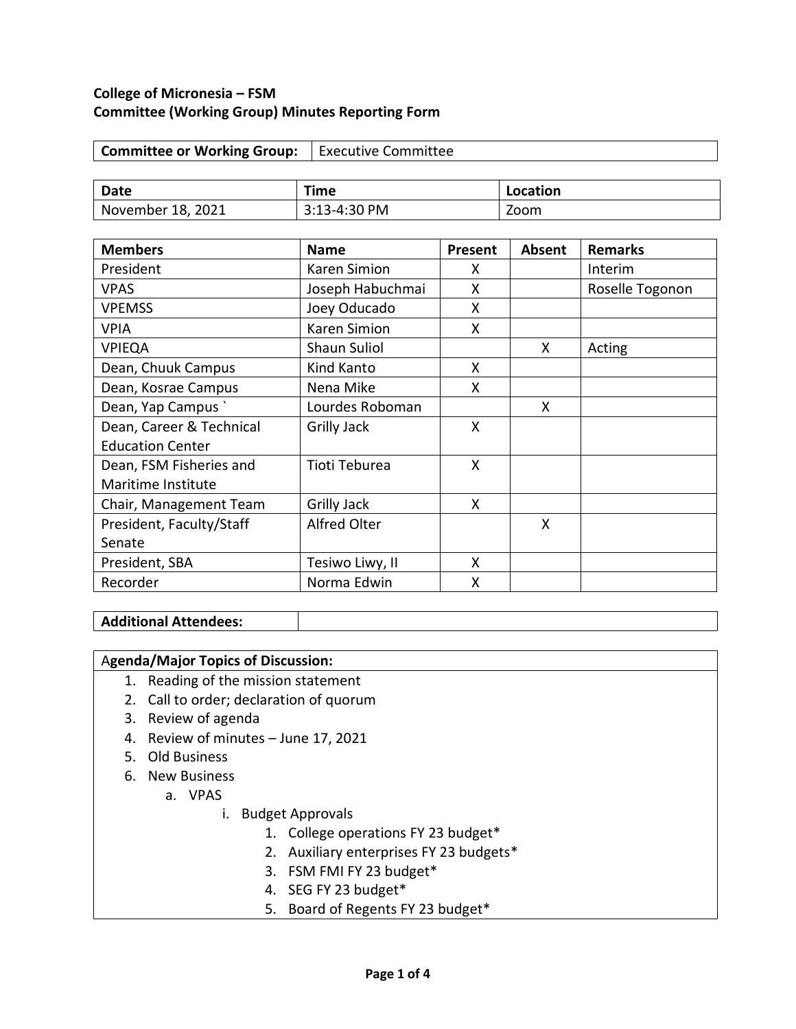**College of Micronesia – FSM**
**Committee (Working Group) Minutes Reporting Form**

| **Committee or Working Group:** | Executive Committee |
|---|---|

| **Date** | **Time** | **Location** |
|---|---|---|
| November 18, 2021 | 3:13-4:30 PM | Zoom |

| **Members** | **Name** | **Present** | **Absent** | **Remarks** |
|---|---|---|---|---|
| President | Karen Simion | X | | Interim |
| VPAS | Joseph Habuchmai | X | | Roselle Togonon |
| VPEMSS | Joey Oducado | X | | |
| VPIA | Karen Simion | X | | |
| VPIEQA | Shaun Suliol | | X | Acting |
| Dean, Chuuk Campus | Kind Kanto | X | | |
| Dean, Kosrae Campus | Nena Mike | X | | |
| Dean, Yap Campus ` | Lourdes Roboman | | X | |
| Dean, Career & Technical Education Center | Grilly Jack | X | | |
| Dean, FSM Fisheries and Maritime Institute | Tioti Teburea | X | | |
| Chair, Management Team | Grilly Jack | X | | |
| President, Faculty/Staff Senate | Alfred Olter | | X | |
| President, SBA | Tesiwo Liwy, II | X | | |
| Recorder | Norma Edwin | X | | |

| **Additional Attendees:** | |
|---|---|

**Agenda/Major Topics of Discussion:**

1. Reading of the mission statement
2. Call to order; declaration of quorum
3. Review of agenda
4. Review of minutes – June 17, 2021
5. Old Business
6. New Business
   a. VPAS
      i. Budget Approvals
         1. College operations FY 23 budget*
         2. Auxiliary enterprises FY 23 budgets*
         3. FSM FMI FY 23 budget*
         4. SEG FY 23 budget*
         5. Board of Regents FY 23 budget*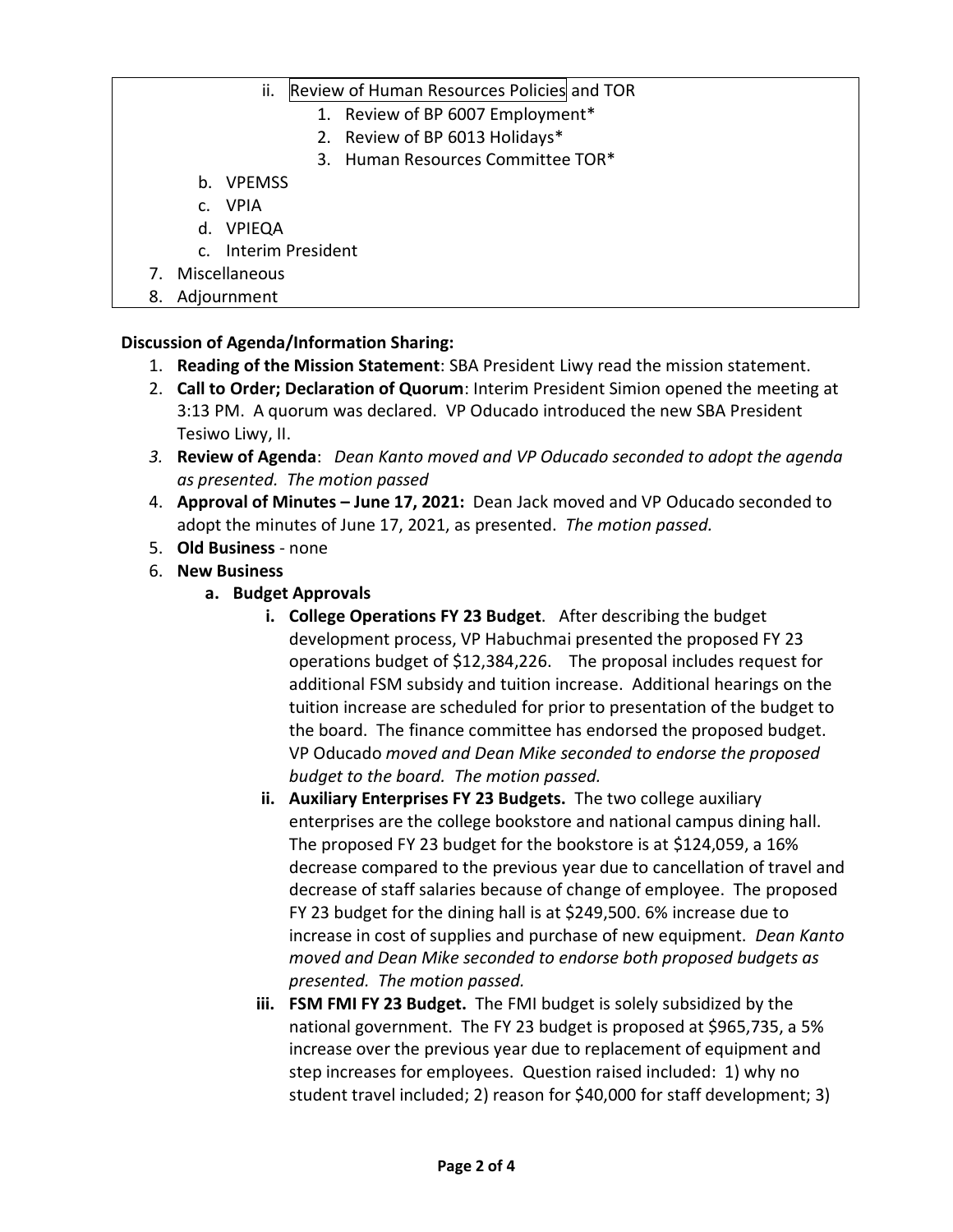- ii. Review of Human Resources Policies and TOR
  1. Review of BP 6007 Employment*
  2. Review of BP 6013 Holidays*
  3. Human Resources Committee TOR*
- b. VPEMSS
- c. VPIA
- d. VPIEQA
- c. Interim President

7. Miscellaneous
8. Adjournment

**Discussion of Agenda/Information Sharing:**

1. **Reading of the Mission Statement**: SBA President Liwy read the mission statement.
2. **Call to Order; Declaration of Quorum**: Interim President Simion opened the meeting at 3:13 PM. A quorum was declared. VP Oducado introduced the new SBA President Tesiwo Liwy, II.
3. **Review of Agenda**: *Dean Kanto moved and VP Oducado seconded to adopt the agenda as presented. The motion passed*
4. **Approval of Minutes – June 17, 2021:** Dean Jack moved and VP Oducado seconded to adopt the minutes of June 17, 2021, as presented. *The motion passed.*
5. **Old Business** - none
6. **New Business**
   - **a. Budget Approvals**
     - **i. College Operations FY 23 Budget**. After describing the budget development process, VP Habuchmai presented the proposed FY 23 operations budget of $12,384,226. The proposal includes request for additional FSM subsidy and tuition increase. Additional hearings on the tuition increase are scheduled for prior to presentation of the budget to the board. The finance committee has endorsed the proposed budget. VP Oducado *moved and Dean Mike seconded to endorse the proposed budget to the board. The motion passed.*
     - **ii. Auxiliary Enterprises FY 23 Budgets.** The two college auxiliary enterprises are the college bookstore and national campus dining hall. The proposed FY 23 budget for the bookstore is at $124,059, a 16% decrease compared to the previous year due to cancellation of travel and decrease of staff salaries because of change of employee. The proposed FY 23 budget for the dining hall is at $249,500. 6% increase due to increase in cost of supplies and purchase of new equipment. *Dean Kanto moved and Dean Mike seconded to endorse both proposed budgets as presented. The motion passed.*
     - **iii. FSM FMI FY 23 Budget.** The FMI budget is solely subsidized by the national government. The FY 23 budget is proposed at $965,735, a 5% increase over the previous year due to replacement of equipment and step increases for employees. Question raised included: 1) why no student travel included; 2) reason for $40,000 for staff development; 3)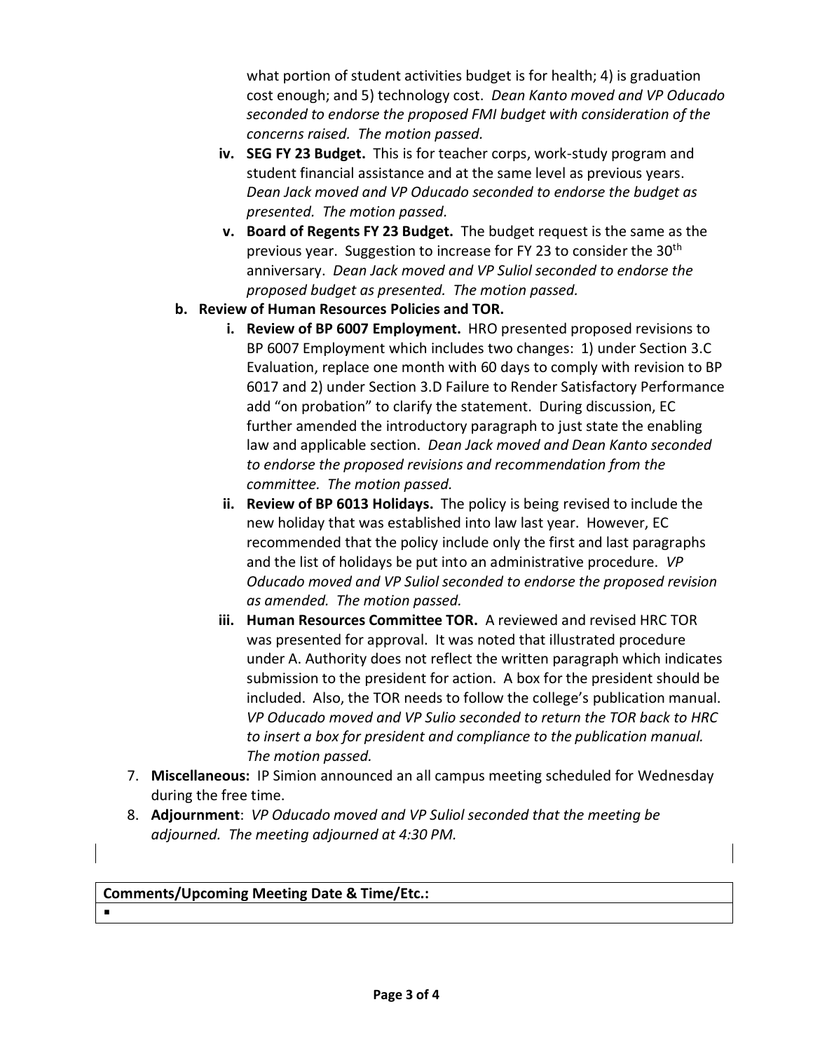what portion of student activities budget is for health; 4) is graduation cost enough; and 5) technology cost. *Dean Kanto moved and VP Oducado seconded to endorse the proposed FMI budget with consideration of the concerns raised. The motion passed.*

   iv. **SEG FY 23 Budget.** This is for teacher corps, work-study program and student financial assistance and at the same level as previous years. *Dean Jack moved and VP Oducado seconded to endorse the budget as presented. The motion passed.*

   v. **Board of Regents FY 23 Budget.** The budget request is the same as the previous year. Suggestion to increase for FY 23 to consider the 30th anniversary. *Dean Jack moved and VP Suliol seconded to endorse the proposed budget as presented. The motion passed.*

   b. **Review of Human Resources Policies and TOR.**

   i. **Review of BP 6007 Employment.** HRO presented proposed revisions to BP 6007 Employment which includes two changes: 1) under Section 3.C Evaluation, replace one month with 60 days to comply with revision to BP 6017 and 2) under Section 3.D Failure to Render Satisfactory Performance add "on probation" to clarify the statement. During discussion, EC further amended the introductory paragraph to just state the enabling law and applicable section. *Dean Jack moved and Dean Kanto seconded to endorse the proposed revisions and recommendation from the committee. The motion passed.*

   ii. **Review of BP 6013 Holidays.** The policy is being revised to include the new holiday that was established into law last year. However, EC recommended that the policy include only the first and last paragraphs and the list of holidays be put into an administrative procedure. *VP Oducado moved and VP Suliol seconded to endorse the proposed revision as amended. The motion passed.*

   iii. **Human Resources Committee TOR.** A reviewed and revised HRC TOR was presented for approval. It was noted that illustrated procedure under A. Authority does not reflect the written paragraph which indicates submission to the president for action. A box for the president should be included. Also, the TOR needs to follow the college's publication manual. *VP Oducado moved and VP Sulio seconded to return the TOR back to HRC to insert a box for president and compliance to the publication manual. The motion passed.*

7. **Miscellaneous:** IP Simion announced an all campus meeting scheduled for Wednesday during the free time.
8. **Adjournment**: *VP Oducado moved and VP Suliol seconded that the meeting be adjourned. The meeting adjourned at 4:30 PM.*

| **Comments/Upcoming Meeting Date & Time/Etc.:** |
| --- |
| ▪ |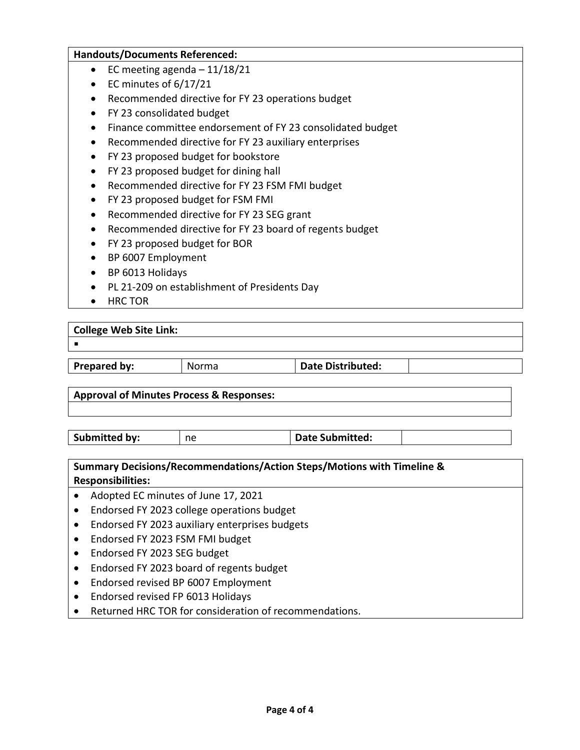**Handouts/Documents Referenced:**

- EC meeting agenda – 11/18/21
- EC minutes of 6/17/21
- Recommended directive for FY 23 operations budget
- FY 23 consolidated budget
- Finance committee endorsement of FY 23 consolidated budget
- Recommended directive for FY 23 auxiliary enterprises
- FY 23 proposed budget for bookstore
- FY 23 proposed budget for dining hall
- Recommended directive for FY 23 FSM FMI budget
- FY 23 proposed budget for FSM FMI
- Recommended directive for FY 23 SEG grant
- Recommended directive for FY 23 board of regents budget
- FY 23 proposed budget for BOR
- BP 6007 Employment
- BP 6013 Holidays
- PL 21-209 on establishment of Presidents Day
- HRC TOR

**College Web Site Link:**

- 

| | | | |
|---|---|---|---|
| **Prepared by:** | Norma | **Date Distributed:** | |

**Approval of Minutes Process & Responses:**

| | | | |
|---|---|---|---|
| **Submitted by:** | ne | **Date Submitted:** | |

**Summary Decisions/Recommendations/Action Steps/Motions with Timeline & Responsibilities:**

- Adopted EC minutes of June 17, 2021
- Endorsed FY 2023 college operations budget
- Endorsed FY 2023 auxiliary enterprises budgets
- Endorsed FY 2023 FSM FMI budget
- Endorsed FY 2023 SEG budget
- Endorsed FY 2023 board of regents budget
- Endorsed revised BP 6007 Employment
- Endorsed revised FP 6013 Holidays
- Returned HRC TOR for consideration of recommendations.